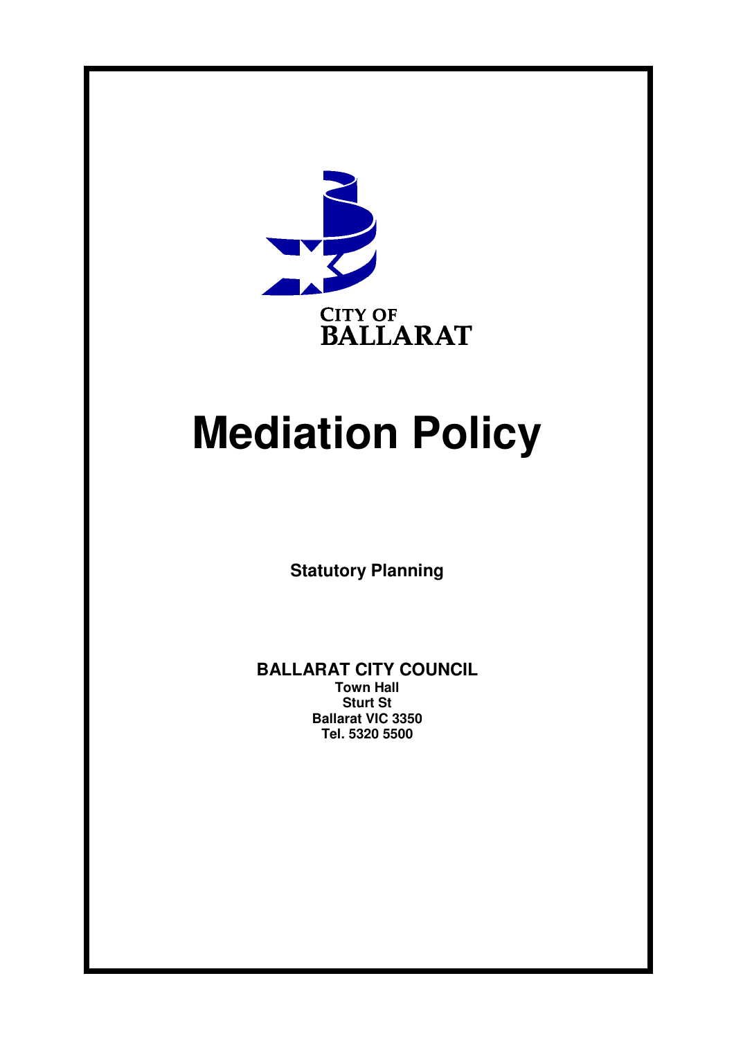CITY OF
BALLARAT

# Mediation Policy

**Statutory Planning**

**BALLARAT CITY COUNCIL**
**Town Hall**
**Sturt St**
**Ballarat VIC 3350**
**Tel. 5320 5500**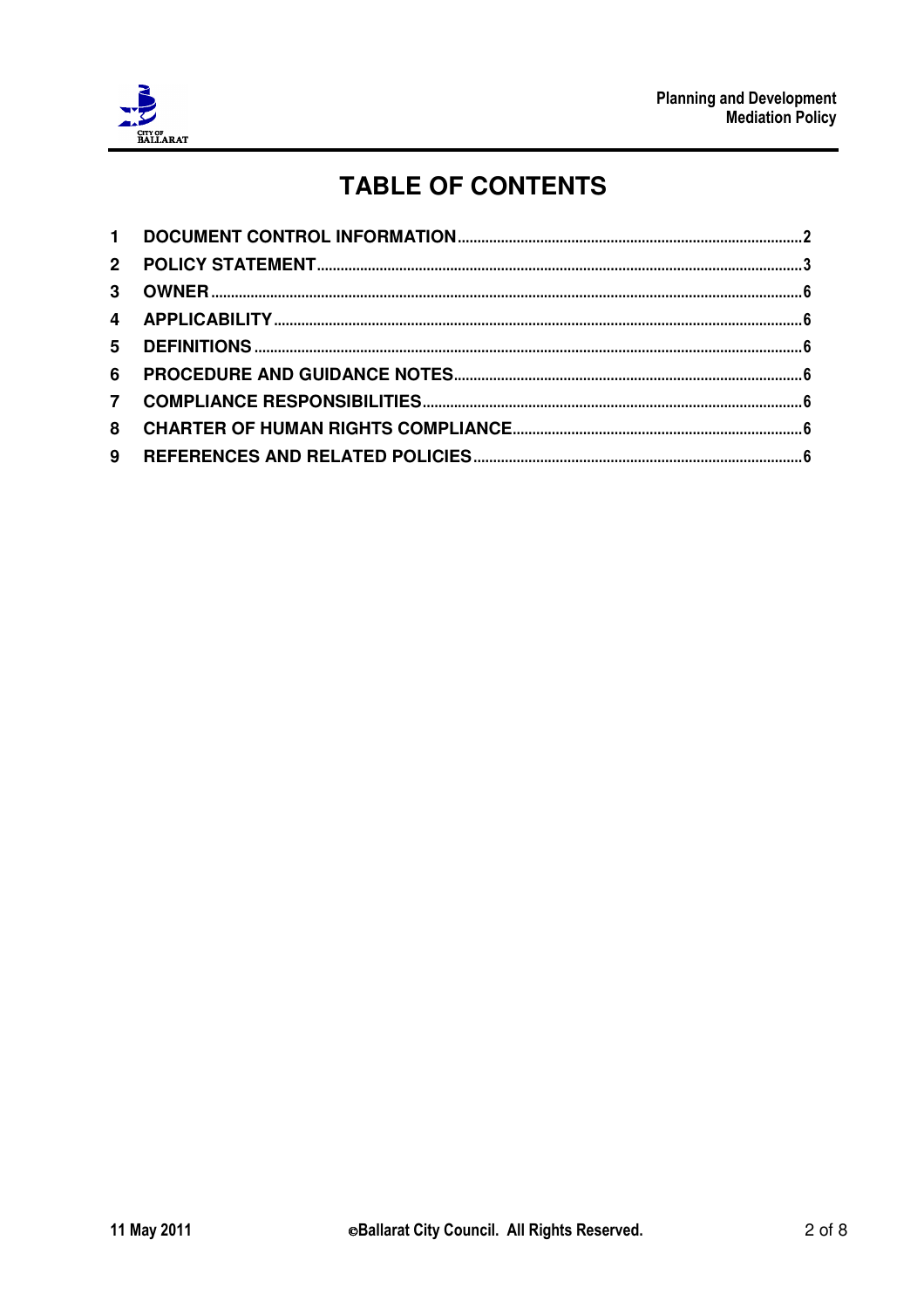# TABLE OF CONTENTS

1 DOCUMENT CONTROL INFORMATION.......................................................................................2
2 POLICY STATEMENT..........................................................................................................3
3 OWNER....................................................................................................................................6
4 APPLICABILITY....................................................................................................................6
5 DEFINITIONS.........................................................................................................................6
6 PROCEDURE AND GUIDANCE NOTES..........................................................................6
7 COMPLIANCE RESPONSIBILITIES...................................................................................6
8 CHARTER OF HUMAN RIGHTS COMPLIANCE..............................................................6
9 REFERENCES AND RELATED POLICIES.........................................................................6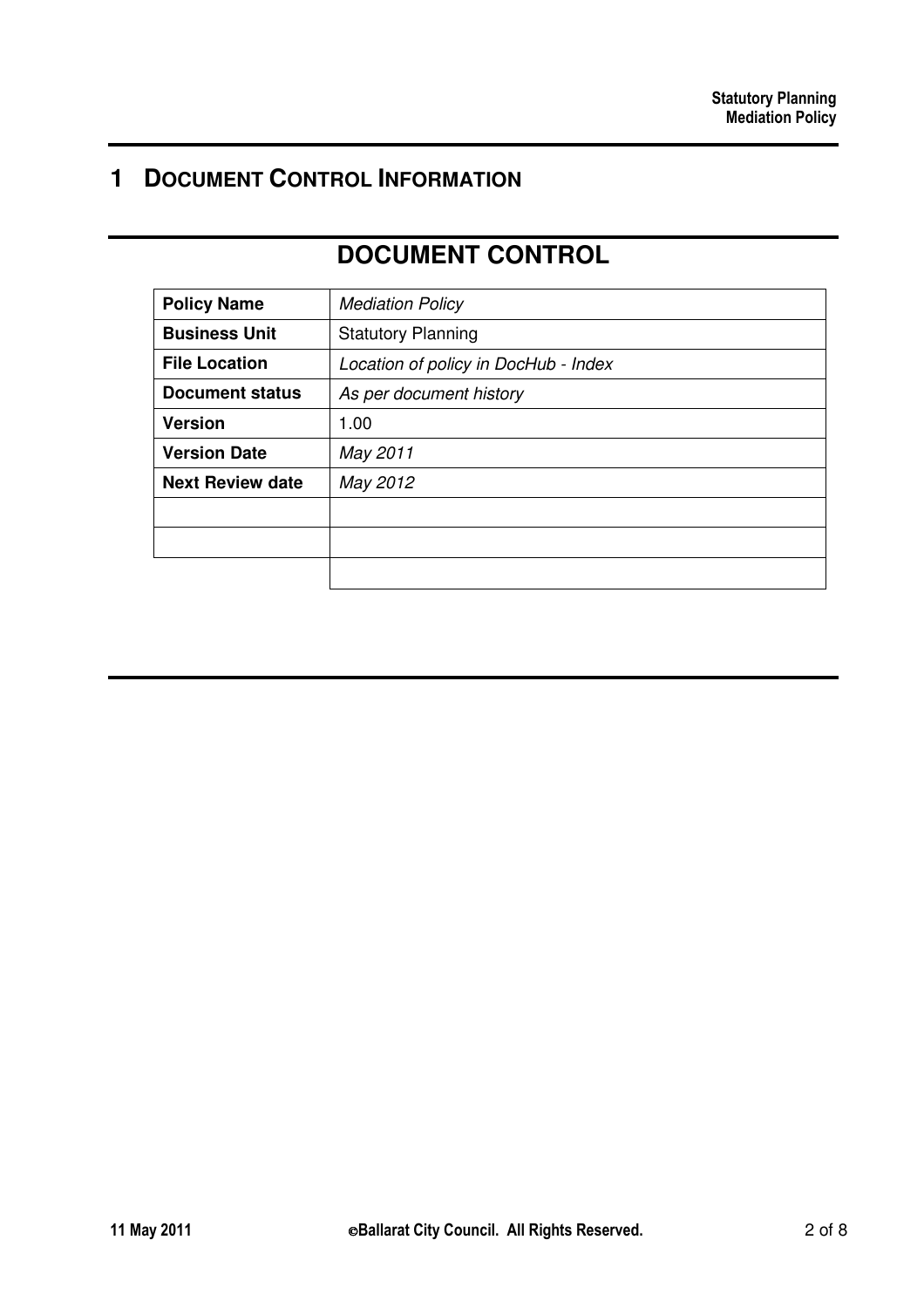# 1 Document Control Information

## DOCUMENT CONTROL

| | |
|---|---|
| **Policy Name** | *Mediation Policy* |
| **Business Unit** | Statutory Planning |
| **File Location** | *Location of policy in DocHub - Index* |
| **Document status** | *As per document history* |
| **Version** | 1.00 |
| **Version Date** | *May 2011* |
| **Next Review date** | *May 2012* |
| | |
| | |
| | |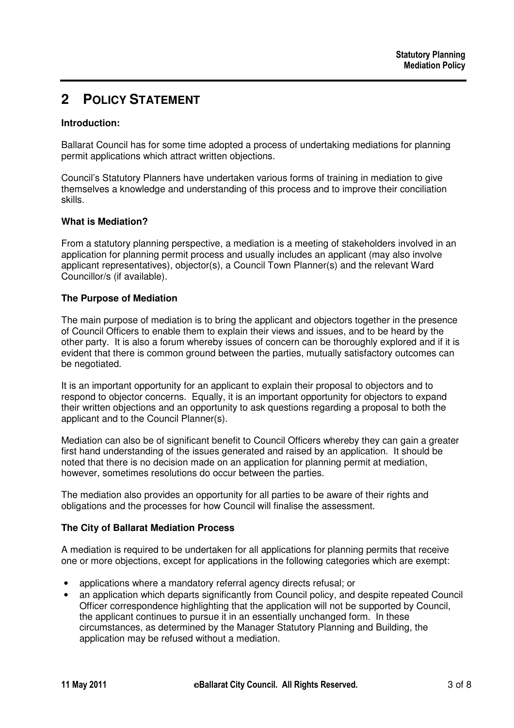## 2 POLICY STATEMENT

**Introduction:**

Ballarat Council has for some time adopted a process of undertaking mediations for planning permit applications which attract written objections.

Council's Statutory Planners have undertaken various forms of training in mediation to give themselves a knowledge and understanding of this process and to improve their conciliation skills.

**What is Mediation?**

From a statutory planning perspective, a mediation is a meeting of stakeholders involved in an application for planning permit process and usually includes an applicant (may also involve applicant representatives), objector(s), a Council Town Planner(s) and the relevant Ward Councillor/s (if available).

**The Purpose of Mediation**

The main purpose of mediation is to bring the applicant and objectors together in the presence of Council Officers to enable them to explain their views and issues, and to be heard by the other party. It is also a forum whereby issues of concern can be thoroughly explored and if it is evident that there is common ground between the parties, mutually satisfactory outcomes can be negotiated.

It is an important opportunity for an applicant to explain their proposal to objectors and to respond to objector concerns. Equally, it is an important opportunity for objectors to expand their written objections and an opportunity to ask questions regarding a proposal to both the applicant and to the Council Planner(s).

Mediation can also be of significant benefit to Council Officers whereby they can gain a greater first hand understanding of the issues generated and raised by an application. It should be noted that there is no decision made on an application for planning permit at mediation, however, sometimes resolutions do occur between the parties.

The mediation also provides an opportunity for all parties to be aware of their rights and obligations and the processes for how Council will finalise the assessment.

**The City of Ballarat Mediation Process**

A mediation is required to be undertaken for all applications for planning permits that receive one or more objections, except for applications in the following categories which are exempt:

- applications where a mandatory referral agency directs refusal; or
- an application which departs significantly from Council policy, and despite repeated Council Officer correspondence highlighting that the application will not be supported by Council, the applicant continues to pursue it in an essentially unchanged form. In these circumstances, as determined by the Manager Statutory Planning and Building, the application may be refused without a mediation.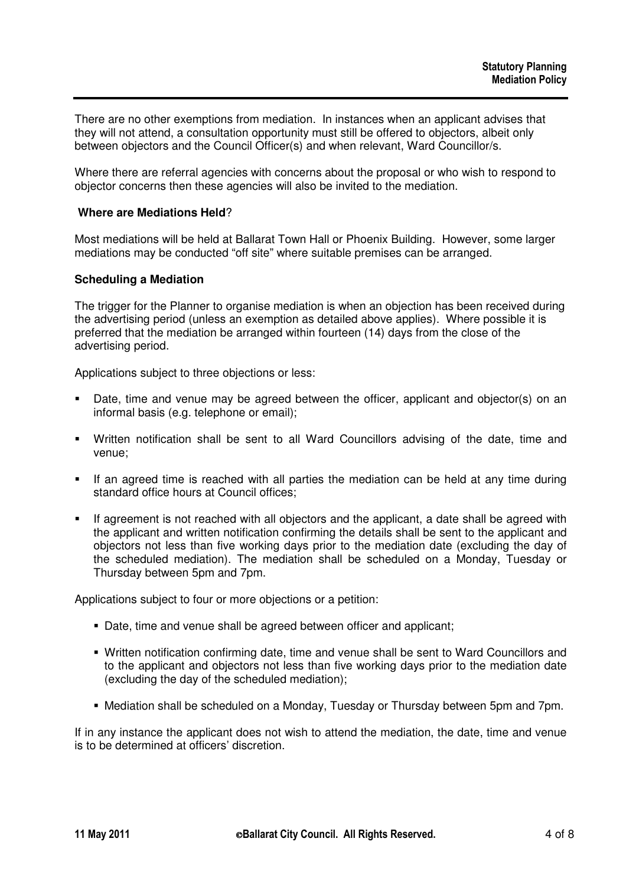There are no other exemptions from mediation. In instances when an applicant advises that they will not attend, a consultation opportunity must still be offered to objectors, albeit only between objectors and the Council Officer(s) and when relevant, Ward Councillor/s.

Where there are referral agencies with concerns about the proposal or who wish to respond to objector concerns then these agencies will also be invited to the mediation.

### Where are Mediations Held?

Most mediations will be held at Ballarat Town Hall or Phoenix Building. However, some larger mediations may be conducted "off site" where suitable premises can be arranged.

### Scheduling a Mediation

The trigger for the Planner to organise mediation is when an objection has been received during the advertising period (unless an exemption as detailed above applies). Where possible it is preferred that the mediation be arranged within fourteen (14) days from the close of the advertising period.

Applications subject to three objections or less:

- Date, time and venue may be agreed between the officer, applicant and objector(s) on an informal basis (e.g. telephone or email);
- Written notification shall be sent to all Ward Councillors advising of the date, time and venue;
- If an agreed time is reached with all parties the mediation can be held at any time during standard office hours at Council offices;
- If agreement is not reached with all objectors and the applicant, a date shall be agreed with the applicant and written notification confirming the details shall be sent to the applicant and objectors not less than five working days prior to the mediation date (excluding the day of the scheduled mediation). The mediation shall be scheduled on a Monday, Tuesday or Thursday between 5pm and 7pm.

Applications subject to four or more objections or a petition:

- Date, time and venue shall be agreed between officer and applicant;
- Written notification confirming date, time and venue shall be sent to Ward Councillors and to the applicant and objectors not less than five working days prior to the mediation date (excluding the day of the scheduled mediation);
- Mediation shall be scheduled on a Monday, Tuesday or Thursday between 5pm and 7pm.

If in any instance the applicant does not wish to attend the mediation, the date, time and venue is to be determined at officers' discretion.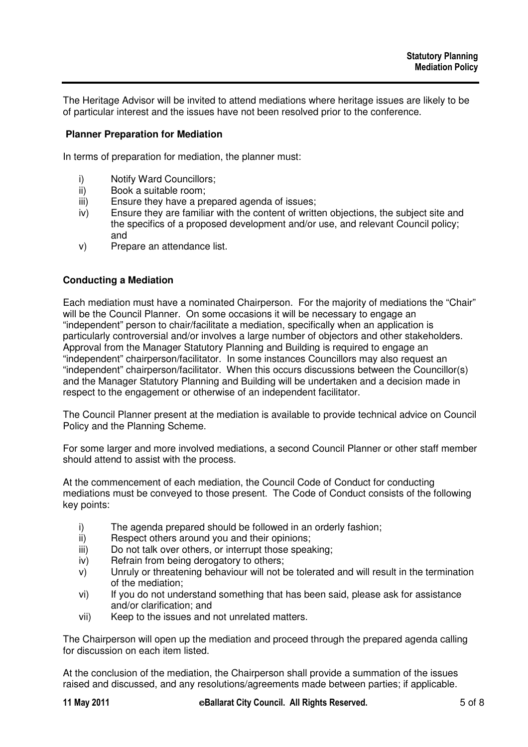The Heritage Advisor will be invited to attend mediations where heritage issues are likely to be of particular interest and the issues have not been resolved prior to the conference.

### Planner Preparation for Mediation

In terms of preparation for mediation, the planner must:

i) Notify Ward Councillors;
ii) Book a suitable room;
iii) Ensure they have a prepared agenda of issues;
iv) Ensure they are familiar with the content of written objections, the subject site and the specifics of a proposed development and/or use, and relevant Council policy; and
v) Prepare an attendance list.

### Conducting a Mediation

Each mediation must have a nominated Chairperson. For the majority of mediations the "Chair" will be the Council Planner. On some occasions it will be necessary to engage an "independent" person to chair/facilitate a mediation, specifically when an application is particularly controversial and/or involves a large number of objectors and other stakeholders. Approval from the Manager Statutory Planning and Building is required to engage an "independent" chairperson/facilitator. In some instances Councillors may also request an "independent" chairperson/facilitator. When this occurs discussions between the Councillor(s) and the Manager Statutory Planning and Building will be undertaken and a decision made in respect to the engagement or otherwise of an independent facilitator.

The Council Planner present at the mediation is available to provide technical advice on Council Policy and the Planning Scheme.

For some larger and more involved mediations, a second Council Planner or other staff member should attend to assist with the process.

At the commencement of each mediation, the Council Code of Conduct for conducting mediations must be conveyed to those present. The Code of Conduct consists of the following key points:

i) The agenda prepared should be followed in an orderly fashion;
ii) Respect others around you and their opinions;
iii) Do not talk over others, or interrupt those speaking;
iv) Refrain from being derogatory to others;
v) Unruly or threatening behaviour will not be tolerated and will result in the termination of the mediation;
vi) If you do not understand something that has been said, please ask for assistance and/or clarification; and
vii) Keep to the issues and not unrelated matters.

The Chairperson will open up the mediation and proceed through the prepared agenda calling for discussion on each item listed.

At the conclusion of the mediation, the Chairperson shall provide a summation of the issues raised and discussed, and any resolutions/agreements made between parties; if applicable.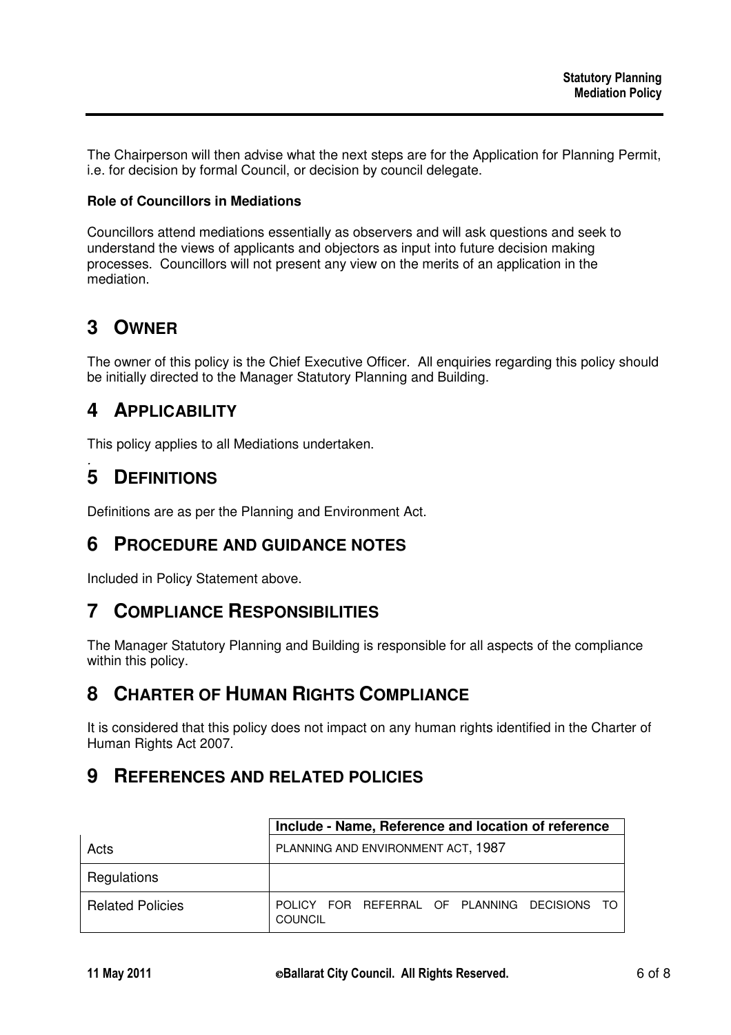The Chairperson will then advise what the next steps are for the Application for Planning Permit, i.e. for decision by formal Council, or decision by council delegate.

**Role of Councillors in Mediations**

Councillors attend mediations essentially as observers and will ask questions and seek to understand the views of applicants and objectors as input into future decision making processes. Councillors will not present any view on the merits of an application in the mediation.

# 3 OWNER

The owner of this policy is the Chief Executive Officer. All enquiries regarding this policy should be initially directed to the Manager Statutory Planning and Building.

# 4 APPLICABILITY

This policy applies to all Mediations undertaken.

.

# 5 DEFINITIONS

Definitions are as per the Planning and Environment Act.

# 6 PROCEDURE AND GUIDANCE NOTES

Included in Policy Statement above.

# 7 COMPLIANCE RESPONSIBILITIES

The Manager Statutory Planning and Building is responsible for all aspects of the compliance within this policy.

# 8 CHARTER OF HUMAN RIGHTS COMPLIANCE

It is considered that this policy does not impact on any human rights identified in the Charter of Human Rights Act 2007.

# 9 REFERENCES AND RELATED POLICIES

| | **Include - Name, Reference and location of reference** |
|---|---|
| Acts | PLANNING AND ENVIRONMENT ACT, 1987 |
| Regulations | |
| Related Policies | POLICY FOR REFERRAL OF PLANNING DECISIONS TO COUNCIL |